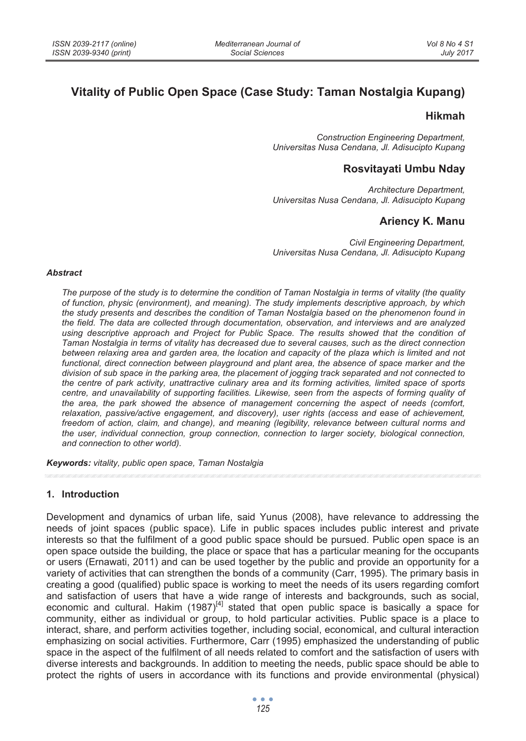# Vitality of Public Open Space (Case Study: Taman Nostalgia Kupang)

## Hikmah

*Construction Engineering Department,*
*Universitas Nusa Cendana, Jl. Adisucipto Kupang*

## Rosvitayati Umbu Nday

*Architecture Department,*
*Universitas Nusa Cendana, Jl. Adisucipto Kupang*

## Ariency K. Manu

*Civil Engineering Department,*
*Universitas Nusa Cendana, Jl. Adisucipto Kupang*

### *Abstract*

*The purpose of the study is to determine the condition of Taman Nostalgia in terms of vitality (the quality of function, physic (environment), and meaning). The study implements descriptive approach, by which the study presents and describes the condition of Taman Nostalgia based on the phenomenon found in the field. The data are collected through documentation, observation, and interviews and are analyzed using descriptive approach and Project for Public Space. The results showed that the condition of Taman Nostalgia in terms of vitality has decreased due to several causes, such as the direct connection between relaxing area and garden area, the location and capacity of the plaza which is limited and not functional, direct connection between playground and plant area, the absence of space marker and the division of sub space in the parking area, the placement of jogging track separated and not connected to the centre of park activity, unattractive culinary area and its forming activities, limited space of sports centre, and unavailability of supporting facilities. Likewise, seen from the aspects of forming quality of the area, the park showed the absence of management concerning the aspect of needs (comfort, relaxation, passive/active engagement, and discovery), user rights (access and ease of achievement, freedom of action, claim, and change), and meaning (legibility, relevance between cultural norms and the user, individual connection, group connection, connection to larger society, biological connection, and connection to other world).*

***Keywords:*** *vitality, public open space, Taman Nostalgia*

## 1. Introduction

Development and dynamics of urban life, said Yunus (2008), have relevance to addressing the needs of joint spaces (public space). Life in public spaces includes public interest and private interests so that the fulfilment of a good public space should be pursued. Public open space is an open space outside the building, the place or space that has a particular meaning for the occupants or users (Ernawati, 2011) and can be used together by the public and provide an opportunity for a variety of activities that can strengthen the bonds of a community (Carr, 1995). The primary basis in creating a good (qualified) public space is working to meet the needs of its users regarding comfort and satisfaction of users that have a wide range of interests and backgrounds, such as social, economic and cultural. Hakim (1987)[4] stated that open public space is basically a space for community, either as individual or group, to hold particular activities. Public space is a place to interact, share, and perform activities together, including social, economical, and cultural interaction emphasizing on social activities. Furthermore, Carr (1995) emphasized the understanding of public space in the aspect of the fulfilment of all needs related to comfort and the satisfaction of users with diverse interests and backgrounds. In addition to meeting the needs, public space should be able to protect the rights of users in accordance with its functions and provide environmental (physical)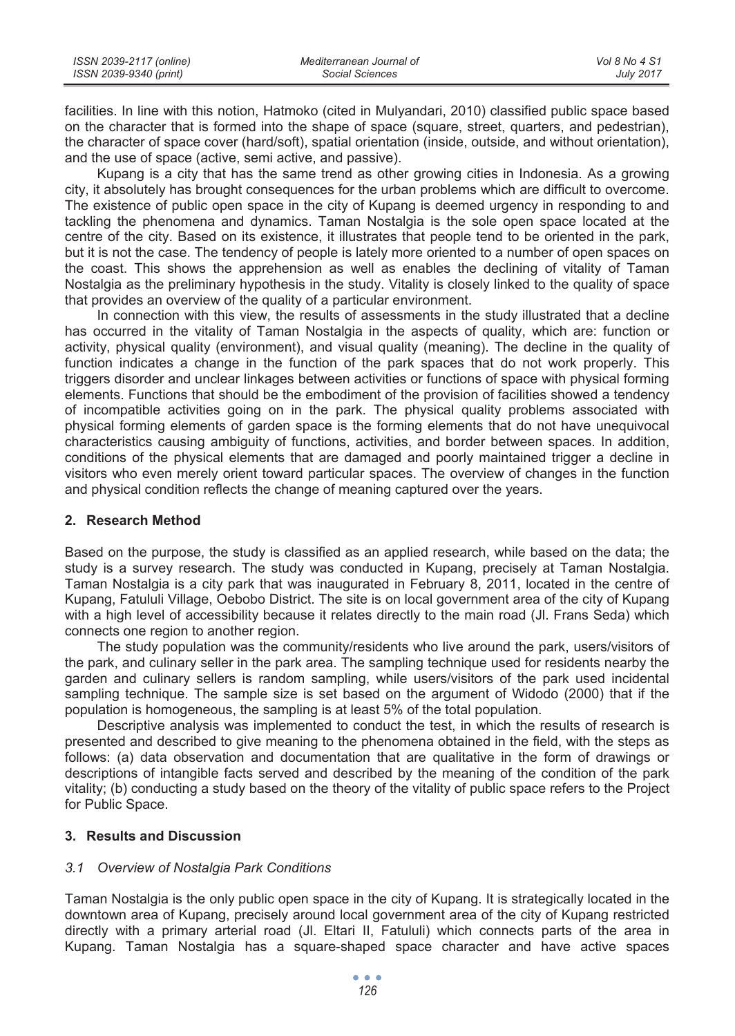facilities. In line with this notion, Hatmoko (cited in Mulyandari, 2010) classified public space based on the character that is formed into the shape of space (square, street, quarters, and pedestrian), the character of space cover (hard/soft), spatial orientation (inside, outside, and without orientation), and the use of space (active, semi active, and passive).

Kupang is a city that has the same trend as other growing cities in Indonesia. As a growing city, it absolutely has brought consequences for the urban problems which are difficult to overcome. The existence of public open space in the city of Kupang is deemed urgency in responding to and tackling the phenomena and dynamics. Taman Nostalgia is the sole open space located at the centre of the city. Based on its existence, it illustrates that people tend to be oriented in the park, but it is not the case. The tendency of people is lately more oriented to a number of open spaces on the coast. This shows the apprehension as well as enables the declining of vitality of Taman Nostalgia as the preliminary hypothesis in the study. Vitality is closely linked to the quality of space that provides an overview of the quality of a particular environment.

In connection with this view, the results of assessments in the study illustrated that a decline has occurred in the vitality of Taman Nostalgia in the aspects of quality, which are: function or activity, physical quality (environment), and visual quality (meaning). The decline in the quality of function indicates a change in the function of the park spaces that do not work properly. This triggers disorder and unclear linkages between activities or functions of space with physical forming elements. Functions that should be the embodiment of the provision of facilities showed a tendency of incompatible activities going on in the park. The physical quality problems associated with physical forming elements of garden space is the forming elements that do not have unequivocal characteristics causing ambiguity of functions, activities, and border between spaces. In addition, conditions of the physical elements that are damaged and poorly maintained trigger a decline in visitors who even merely orient toward particular spaces. The overview of changes in the function and physical condition reflects the change of meaning captured over the years.

## 2. Research Method

Based on the purpose, the study is classified as an applied research, while based on the data; the study is a survey research. The study was conducted in Kupang, precisely at Taman Nostalgia. Taman Nostalgia is a city park that was inaugurated in February 8, 2011, located in the centre of Kupang, Fatululi Village, Oebobo District. The site is on local government area of the city of Kupang with a high level of accessibility because it relates directly to the main road (Jl. Frans Seda) which connects one region to another region.

The study population was the community/residents who live around the park, users/visitors of the park, and culinary seller in the park area. The sampling technique used for residents nearby the garden and culinary sellers is random sampling, while users/visitors of the park used incidental sampling technique. The sample size is set based on the argument of Widodo (2000) that if the population is homogeneous, the sampling is at least 5% of the total population.

Descriptive analysis was implemented to conduct the test, in which the results of research is presented and described to give meaning to the phenomena obtained in the field, with the steps as follows: (a) data observation and documentation that are qualitative in the form of drawings or descriptions of intangible facts served and described by the meaning of the condition of the park vitality; (b) conducting a study based on the theory of the vitality of public space refers to the Project for Public Space.

## 3. Results and Discussion

### *3.1 Overview of Nostalgia Park Conditions*

Taman Nostalgia is the only public open space in the city of Kupang. It is strategically located in the downtown area of Kupang, precisely around local government area of the city of Kupang restricted directly with a primary arterial road (Jl. Eltari II, Fatululi) which connects parts of the area in Kupang. Taman Nostalgia has a square-shaped space character and have active spaces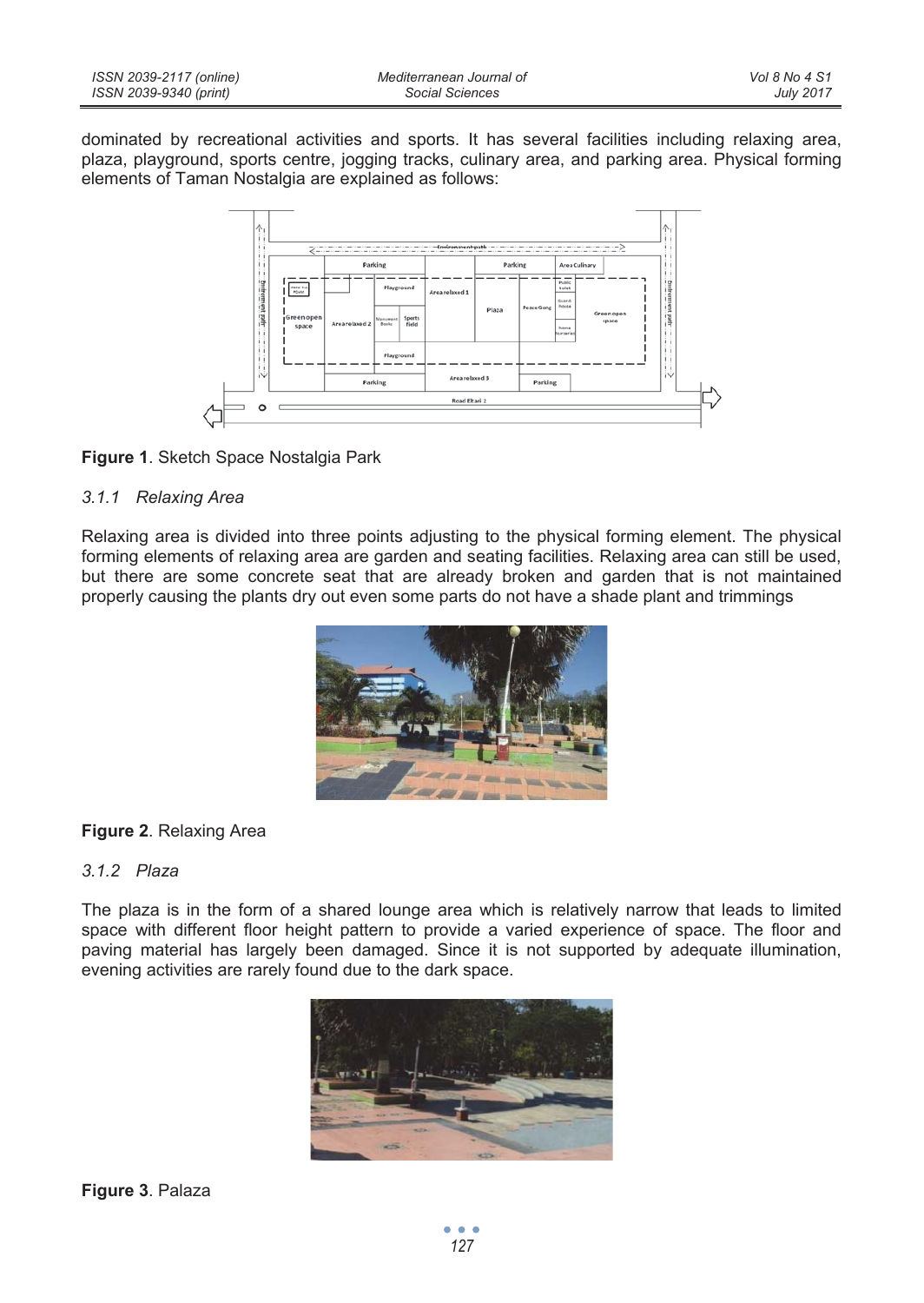dominated by recreational activities and sports. It has several facilities including relaxing area, plaza, playground, sports centre, jogging tracks, culinary area, and parking area. Physical forming elements of Taman Nostalgia are explained as follows:

**Figure 1**. Sketch Space Nostalgia Park

### *3.1.1 Relaxing Area*

Relaxing area is divided into three points adjusting to the physical forming element. The physical forming elements of relaxing area are garden and seating facilities. Relaxing area can still be used, but there are some concrete seat that are already broken and garden that is not maintained properly causing the plants dry out even some parts do not have a shade plant and trimmings

**Figure 2**. Relaxing Area

### *3.1.2 Plaza*

The plaza is in the form of a shared lounge area which is relatively narrow that leads to limited space with different floor height pattern to provide a varied experience of space. The floor and paving material has largely been damaged. Since it is not supported by adequate illumination, evening activities are rarely found due to the dark space.

**Figure 3**. Palaza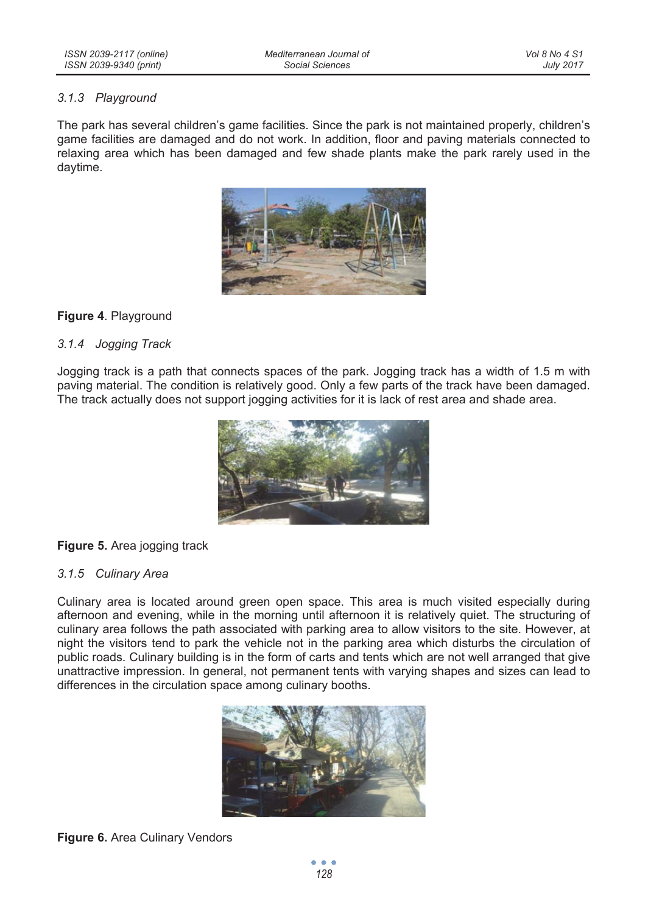### *3.1.3 Playground*

The park has several children's game facilities. Since the park is not maintained properly, children's game facilities are damaged and do not work. In addition, floor and paving materials connected to relaxing area which has been damaged and few shade plants make the park rarely used in the daytime.

**Figure 4**. Playground

### *3.1.4 Jogging Track*

Jogging track is a path that connects spaces of the park. Jogging track has a width of 1.5 m with paving material. The condition is relatively good. Only a few parts of the track have been damaged. The track actually does not support jogging activities for it is lack of rest area and shade area.

**Figure 5.** Area jogging track

### *3.1.5 Culinary Area*

Culinary area is located around green open space. This area is much visited especially during afternoon and evening, while in the morning until afternoon it is relatively quiet. The structuring of culinary area follows the path associated with parking area to allow visitors to the site. However, at night the visitors tend to park the vehicle not in the parking area which disturbs the circulation of public roads. Culinary building is in the form of carts and tents which are not well arranged that give unattractive impression. In general, not permanent tents with varying shapes and sizes can lead to differences in the circulation space among culinary booths.

**Figure 6.** Area Culinary Vendors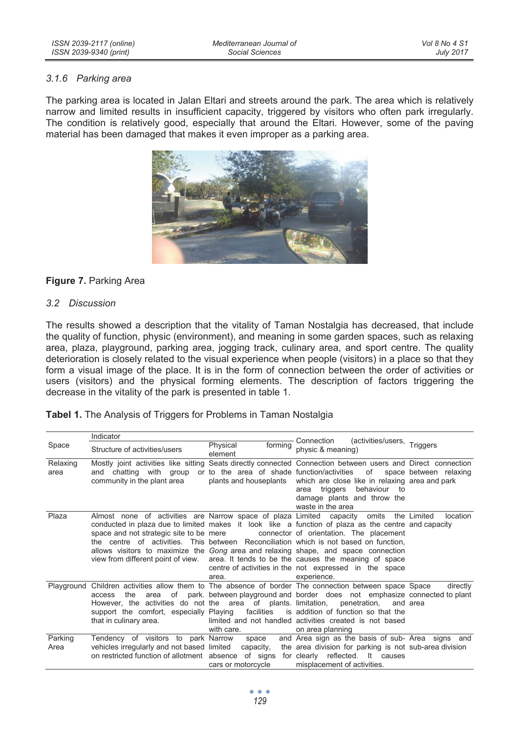### *3.1.6 Parking area*

The parking area is located in Jalan Eltari and streets around the park. The area which is relatively narrow and limited results in insufficient capacity, triggered by visitors who often park irregularly. The condition is relatively good, especially that around the Eltari. However, some of the paving material has been damaged that makes it even improper as a parking area.

**Figure 7.** Parking Area

### *3.2 Discussion*

The results showed a description that the vitality of Taman Nostalgia has decreased, that include the quality of function, physic (environment), and meaning in some garden spaces, such as relaxing area, plaza, playground, parking area, jogging track, culinary area, and sport centre. The quality deterioration is closely related to the visual experience when people (visitors) in a place so that they form a visual image of the place. It is in the form of connection between the order of activities or users (visitors) and the physical forming elements. The description of factors triggering the decrease in the vitality of the park is presented in table 1.

**Tabel 1.** The Analysis of Triggers for Problems in Taman Nostalgia

| Space | Indicator | | Connection (activities/users, physic & meaning) | Triggers |
|---|---|---|---|---|
| | Structure of activities/users | Physical forming element | | |
| Relaxing area | Mostly joint activities like sitting and chatting with group or community in the plant area | Seats directly connected to the area of shade plants and houseplants | Connection between users and function/activities of space which are close like in relaxing area triggers behaviour to damage plants and throw the waste in the area | Direct connection between relaxing area and park |
| Plaza | Almost none of activities are conducted in plaza due to limited space and not strategic site to be the centre of activities. This allows visitors to maximize the view from different point of view. | Narrow space of plaza makes it look like a mere connector between Reconciliation *Gong* area and relaxing area. It tends to be the centre of activities in the area. | Limited capacity omits the function of plaza as the centre of orientation. The placement which is not based on function, shape, and space connection causes the meaning of space not expressed in the space experience. | Limited location and capacity |
| Playground | Children activities allow them to access the area of park. However, the activities do not support the comfort, especially that in culinary area. | The absence of border between playground and the area of plants. Playing facilities limited and not handled with care. | The connection between space border does not emphasize limitation, penetration, and addition of function so that the activities created is not based on area planning | Space directly connected to plant area |
| Parking Area | Tendency of visitors to park vehicles irregularly and not based on restricted function of allotment | Narrow space and limited capacity, the absence of signs for cars or motorcycle | Area sign as the basis of sub-area division for parking is not clearly reflected. It causes misplacement of activities. | Area signs and sub-area division |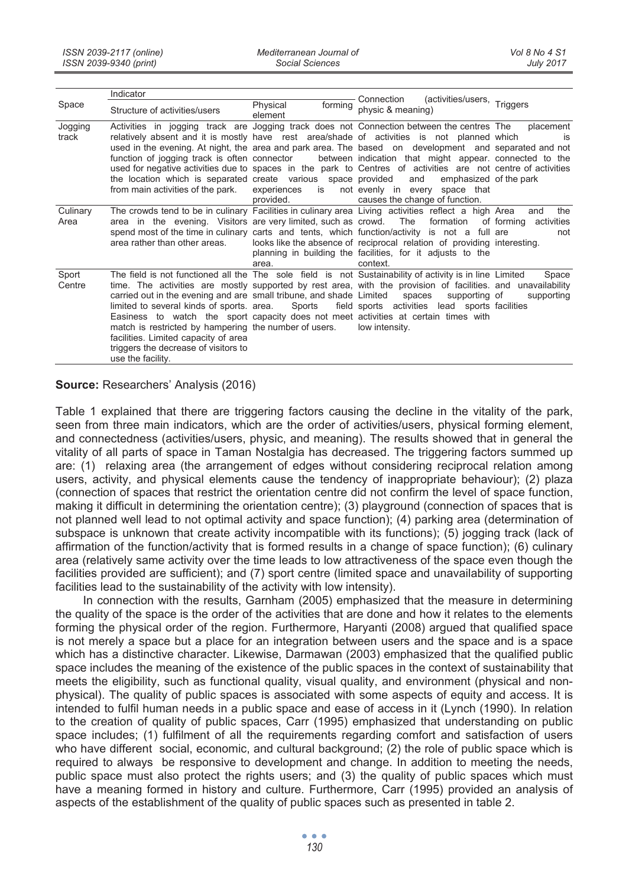| Space | Indicator | | | |
|---|---|---|---|---|
| | Structure of activities/users | Physical forming element | Connection (activities/users, physic & meaning) | Triggers |
| Jogging track | Activities in jogging track are relatively absent and it is mostly used in the evening. At night, the function of jogging track is often used for negative activities due to the location which is separated from main activities of the park. | Jogging track does not have rest area/shade area and park area. The connector between spaces in the park to create various space experiences is not provided. | Connection between the centres of activities is not planned based on development indication that might appear. Centres of activities are not provided and emphasized evenly in every space that causes the change of function. | The placement which is separated and not connected to the centre of activities of the park |
| Culinary Area | The crowds tend to be in culinary area in the evening. Visitors spend most of the time in culinary area rather than other areas. | Facilities in culinary area are very limited, such as carts and tents, which looks like the absence of planning in building the area. | Living activities reflect a high crowd. The formation of function/activity is not a full reciprocal relation of providing facilities, for it adjusts to the context. | Area and the forming activities are not interesting. |
| Sport Centre | The field is not functioned all the time. The activities are mostly carried out in the evening and are limited to several kinds of sports. Easiness to watch the sport match is restricted by hampering facilities. Limited capacity of area triggers the decrease of visitors to use the facility. | The sole field is not supported by rest area, small tribune, and shade area. Sports field capacity does not meet the number of users. | Sustainability of activity is in line with the provision of facilities. Limited spaces supporting sports activities lead activities at certain times with low intensity. | Limited Space and unavailability of supporting sports facilities |

**Source:** Researchers' Analysis (2016)

Table 1 explained that there are triggering factors causing the decline in the vitality of the park, seen from three main indicators, which are the order of activities/users, physical forming element, and connectedness (activities/users, physic, and meaning). The results showed that in general the vitality of all parts of space in Taman Nostalgia has decreased. The triggering factors summed up are: (1) relaxing area (the arrangement of edges without considering reciprocal relation among users, activity, and physical elements cause the tendency of inappropriate behaviour); (2) plaza (connection of spaces that restrict the orientation centre did not confirm the level of space function, making it difficult in determining the orientation centre); (3) playground (connection of spaces that is not planned well lead to not optimal activity and space function); (4) parking area (determination of subspace is unknown that create activity incompatible with its functions); (5) jogging track (lack of affirmation of the function/activity that is formed results in a change of space function); (6) culinary area (relatively same activity over the time leads to low attractiveness of the space even though the facilities provided are sufficient); and (7) sport centre (limited space and unavailability of supporting facilities lead to the sustainability of the activity with low intensity).

In connection with the results, Garnham (2005) emphasized that the measure in determining the quality of the space is the order of the activities that are done and how it relates to the elements forming the physical order of the region. Furthermore, Haryanti (2008) argued that qualified space is not merely a space but a place for an integration between users and the space and is a space which has a distinctive character. Likewise, Darmawan (2003) emphasized that the qualified public space includes the meaning of the existence of the public spaces in the context of sustainability that meets the eligibility, such as functional quality, visual quality, and environment (physical and non-physical). The quality of public spaces is associated with some aspects of equity and access. It is intended to fulfil human needs in a public space and ease of access in it (Lynch (1990). In relation to the creation of quality of public spaces, Carr (1995) emphasized that understanding on public space includes; (1) fulfilment of all the requirements regarding comfort and satisfaction of users who have different social, economic, and cultural background; (2) the role of public space which is required to always be responsive to development and change. In addition to meeting the needs, public space must also protect the rights users; and (3) the quality of public spaces which must have a meaning formed in history and culture. Furthermore, Carr (1995) provided an analysis of aspects of the establishment of the quality of public spaces such as presented in table 2.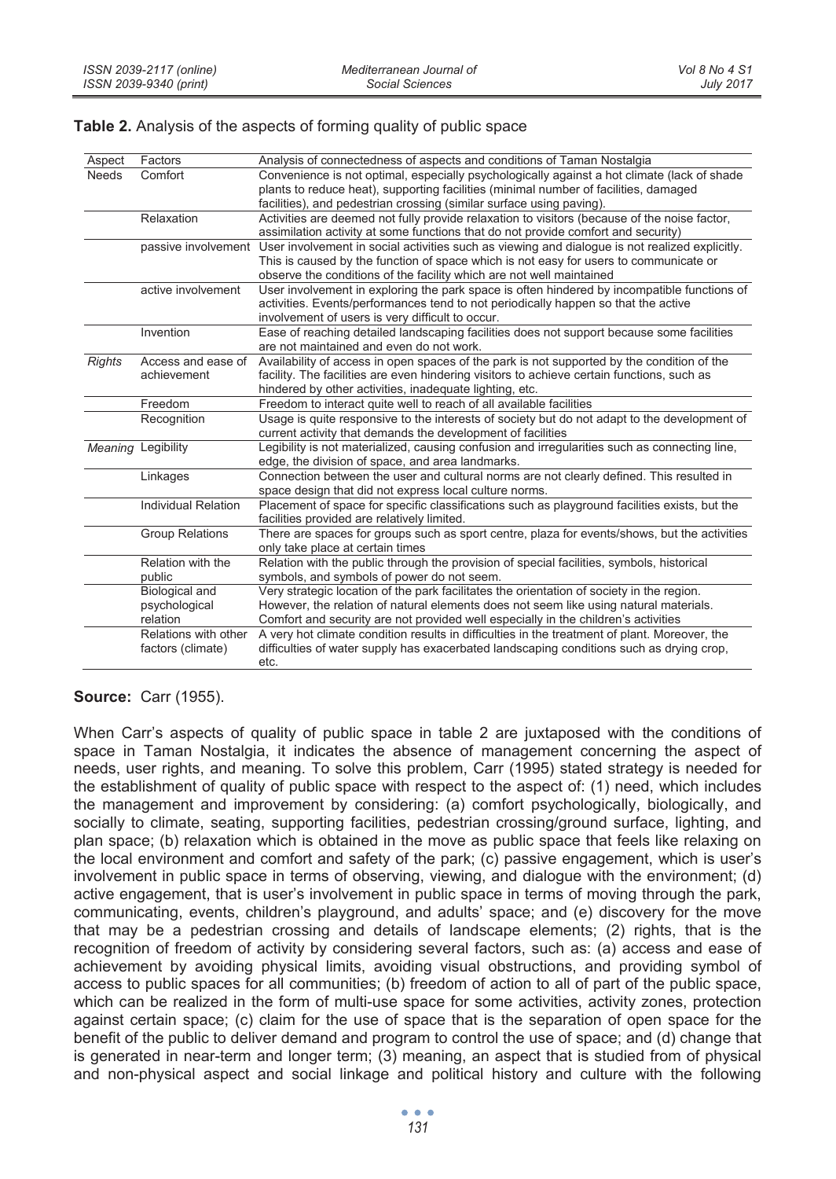**Table 2.** Analysis of the aspects of forming quality of public space

| Aspect | Factors | Analysis of connectedness of aspects and conditions of Taman Nostalgia |
|---|---|---|
| Needs | Comfort | Convenience is not optimal, especially psychologically against a hot climate (lack of shade plants to reduce heat), supporting facilities (minimal number of facilities, damaged facilities), and pedestrian crossing (similar surface using paving). |
| | Relaxation | Activities are deemed not fully provide relaxation to visitors (because of the noise factor, assimilation activity at some functions that do not provide comfort and security) |
| | passive involvement | User involvement in social activities such as viewing and dialogue is not realized explicitly. This is caused by the function of space which is not easy for users to communicate or observe the conditions of the facility which are not well maintained |
| | active involvement | User involvement in exploring the park space is often hindered by incompatible functions of activities. Events/performances tend to not periodically happen so that the active involvement of users is very difficult to occur. |
| | Invention | Ease of reaching detailed landscaping facilities does not support because some facilities are not maintained and even do not work. |
| *Rights* | Access and ease of achievement | Availability of access in open spaces of the park is not supported by the condition of the facility. The facilities are even hindering visitors to achieve certain functions, such as hindered by other activities, inadequate lighting, etc. |
| | Freedom | Freedom to interact quite well to reach of all available facilities |
| | Recognition | Usage is quite responsive to the interests of society but do not adapt to the development of current activity that demands the development of facilities |
| *Meaning* | Legibility | Legibility is not materialized, causing confusion and irregularities such as connecting line, edge, the division of space, and area landmarks. |
| | Linkages | Connection between the user and cultural norms are not clearly defined. This resulted in space design that did not express local culture norms. |
| | Individual Relation | Placement of space for specific classifications such as playground facilities exists, but the facilities provided are relatively limited. |
| | Group Relations | There are spaces for groups such as sport centre, plaza for events/shows, but the activities only take place at certain times |
| | Relation with the public | Relation with the public through the provision of special facilities, symbols, historical symbols, and symbols of power do not seem. |
| | Biological and psychological relation | Very strategic location of the park facilitates the orientation of society in the region. However, the relation of natural elements does not seem like using natural materials. Comfort and security are not provided well especially in the children's activities |
| | Relations with other factors (climate) | A very hot climate condition results in difficulties in the treatment of plant. Moreover, the difficulties of water supply has exacerbated landscaping conditions such as drying crop, etc. |

**Source:** Carr (1955).

When Carr's aspects of quality of public space in table 2 are juxtaposed with the conditions of space in Taman Nostalgia, it indicates the absence of management concerning the aspect of needs, user rights, and meaning. To solve this problem, Carr (1995) stated strategy is needed for the establishment of quality of public space with respect to the aspect of: (1) need, which includes the management and improvement by considering: (a) comfort psychologically, biologically, and socially to climate, seating, supporting facilities, pedestrian crossing/ground surface, lighting, and plan space; (b) relaxation which is obtained in the move as public space that feels like relaxing on the local environment and comfort and safety of the park; (c) passive engagement, which is user's involvement in public space in terms of observing, viewing, and dialogue with the environment; (d) active engagement, that is user's involvement in public space in terms of moving through the park, communicating, events, children's playground, and adults' space; and (e) discovery for the move that may be a pedestrian crossing and details of landscape elements; (2) rights, that is the recognition of freedom of activity by considering several factors, such as: (a) access and ease of achievement by avoiding physical limits, avoiding visual obstructions, and providing symbol of access to public spaces for all communities; (b) freedom of action to all of part of the public space, which can be realized in the form of multi-use space for some activities, activity zones, protection against certain space; (c) claim for the use of space that is the separation of open space for the benefit of the public to deliver demand and program to control the use of space; and (d) change that is generated in near-term and longer term; (3) meaning, an aspect that is studied from of physical and non-physical aspect and social linkage and political history and culture with the following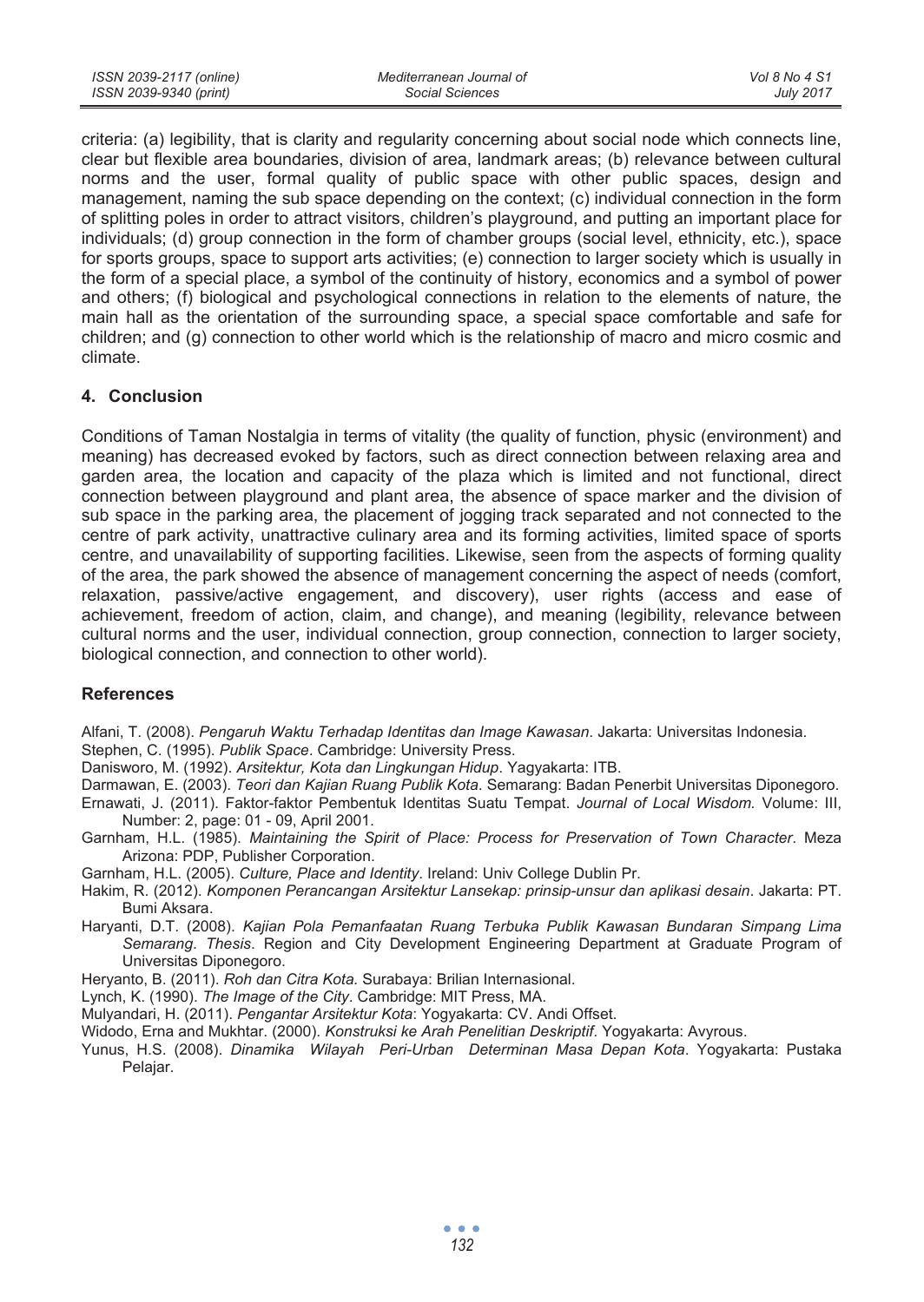criteria: (a) legibility, that is clarity and regularity concerning about social node which connects line, clear but flexible area boundaries, division of area, landmark areas; (b) relevance between cultural norms and the user, formal quality of public space with other public spaces, design and management, naming the sub space depending on the context; (c) individual connection in the form of splitting poles in order to attract visitors, children's playground, and putting an important place for individuals; (d) group connection in the form of chamber groups (social level, ethnicity, etc.), space for sports groups, space to support arts activities; (e) connection to larger society which is usually in the form of a special place, a symbol of the continuity of history, economics and a symbol of power and others; (f) biological and psychological connections in relation to the elements of nature, the main hall as the orientation of the surrounding space, a special space comfortable and safe for children; and (g) connection to other world which is the relationship of macro and micro cosmic and climate.

## 4. Conclusion

Conditions of Taman Nostalgia in terms of vitality (the quality of function, physic (environment) and meaning) has decreased evoked by factors, such as direct connection between relaxing area and garden area, the location and capacity of the plaza which is limited and not functional, direct connection between playground and plant area, the absence of space marker and the division of sub space in the parking area, the placement of jogging track separated and not connected to the centre of park activity, unattractive culinary area and its forming activities, limited space of sports centre, and unavailability of supporting facilities. Likewise, seen from the aspects of forming quality of the area, the park showed the absence of management concerning the aspect of needs (comfort, relaxation, passive/active engagement, and discovery), user rights (access and ease of achievement, freedom of action, claim, and change), and meaning (legibility, relevance between cultural norms and the user, individual connection, group connection, connection to larger society, biological connection, and connection to other world).

## References

Alfani, T. (2008). *Pengaruh Waktu Terhadap Identitas dan Image Kawasan*. Jakarta: Universitas Indonesia.

Stephen, C. (1995). *Publik Space*. Cambridge: University Press.

Danisworo, M. (1992). *Arsitektur, Kota dan Lingkungan Hidup*. Yagyakarta: ITB.

Darmawan, E. (2003). *Teori dan Kajian Ruang Publik Kota*. Semarang: Badan Penerbit Universitas Diponegoro.

Ernawati, J. (2011). Faktor-faktor Pembentuk Identitas Suatu Tempat. *Journal of Local Wisdom.* Volume: III, Number: 2, page: 01 - 09, April 2001.

Garnham, H.L. (1985). *Maintaining the Spirit of Place: Process for Preservation of Town Character*. Meza Arizona: PDP, Publisher Corporation.

Garnham, H.L. (2005). *Culture, Place and Identity*. Ireland: Univ College Dublin Pr.

Hakim, R. (2012). *Komponen Perancangan Arsitektur Lansekap: prinsip-unsur dan aplikasi desain*. Jakarta: PT. Bumi Aksara.

Haryanti, D.T. (2008). *Kajian Pola Pemanfaatan Ruang Terbuka Publik Kawasan Bundaran Simpang Lima Semarang. Thesis*. Region and City Development Engineering Department at Graduate Program of Universitas Diponegoro.

Heryanto, B. (2011). *Roh dan Citra Kota.* Surabaya: Brilian Internasional.

Lynch, K. (1990). *The Image of the City*. Cambridge: MIT Press, MA.

Mulyandari, H. (2011). *Pengantar Arsitektur Kota*: Yogyakarta: CV. Andi Offset.

Widodo, Erna and Mukhtar. (2000). *Konstruksi ke Arah Penelitian Deskriptif*. Yogyakarta: Avyrous.

Yunus, H.S. (2008). *Dinamika Wilayah Peri-Urban Determinan Masa Depan Kota*. Yogyakarta: Pustaka Pelajar.